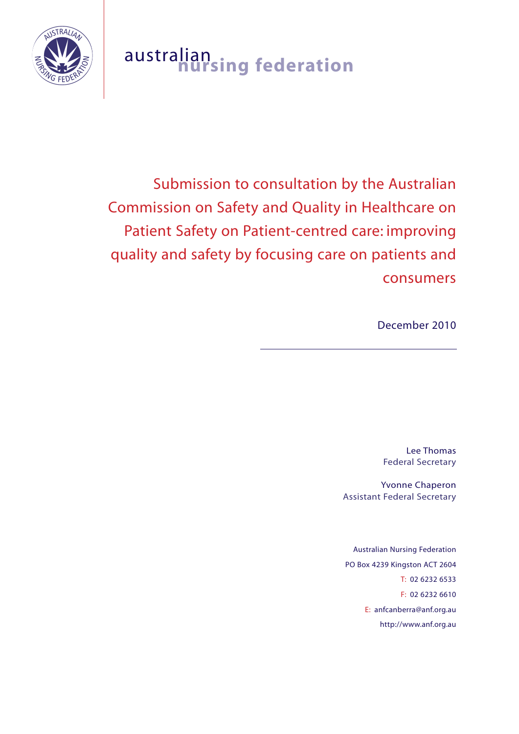australian nursing federation

# Submission to consultation by the Australian Commission on Safety and Quality in Healthcare on Patient Safety on Patient-centred care: improving quality and safety by focusing care on patients and consumers

December 2010

---

Lee Thomas
Federal Secretary

Yvonne Chaperon
Assistant Federal Secretary

Australian Nursing Federation
PO Box 4239 Kingston ACT 2604
T: 02 6232 6533
F: 02 6232 6610
E: anfcanberra@anf.org.au
http://www.anf.org.au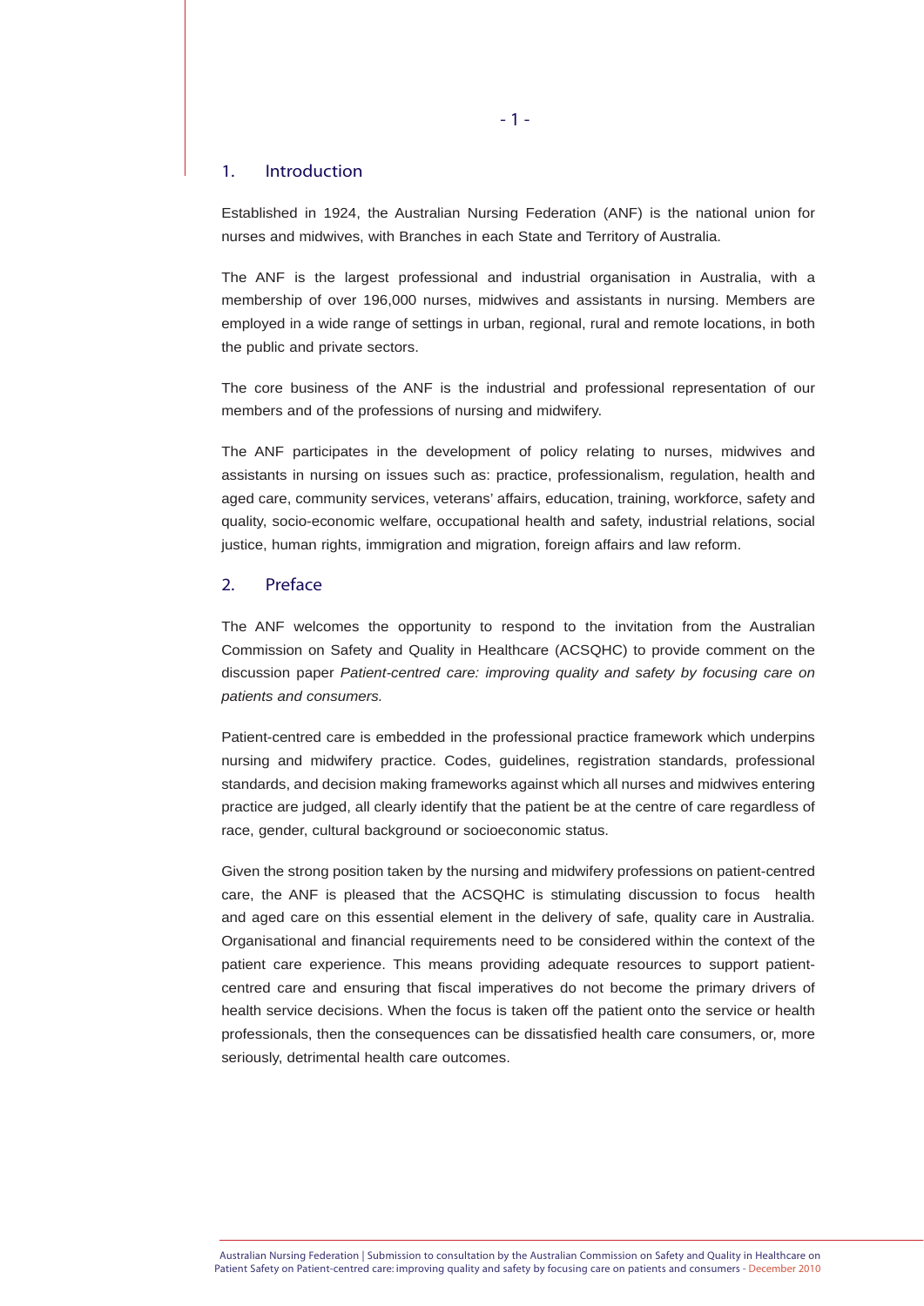## 1. Introduction

Established in 1924, the Australian Nursing Federation (ANF) is the national union for nurses and midwives, with Branches in each State and Territory of Australia.

The ANF is the largest professional and industrial organisation in Australia, with a membership of over 196,000 nurses, midwives and assistants in nursing. Members are employed in a wide range of settings in urban, regional, rural and remote locations, in both the public and private sectors.

The core business of the ANF is the industrial and professional representation of our members and of the professions of nursing and midwifery.

The ANF participates in the development of policy relating to nurses, midwives and assistants in nursing on issues such as: practice, professionalism, regulation, health and aged care, community services, veterans' affairs, education, training, workforce, safety and quality, socio-economic welfare, occupational health and safety, industrial relations, social justice, human rights, immigration and migration, foreign affairs and law reform.

## 2. Preface

The ANF welcomes the opportunity to respond to the invitation from the Australian Commission on Safety and Quality in Healthcare (ACSQHC) to provide comment on the discussion paper *Patient-centred care: improving quality and safety by focusing care on patients and consumers.*

Patient-centred care is embedded in the professional practice framework which underpins nursing and midwifery practice. Codes, guidelines, registration standards, professional standards, and decision making frameworks against which all nurses and midwives entering practice are judged, all clearly identify that the patient be at the centre of care regardless of race, gender, cultural background or socioeconomic status.

Given the strong position taken by the nursing and midwifery professions on patient-centred care, the ANF is pleased that the ACSQHC is stimulating discussion to focus health and aged care on this essential element in the delivery of safe, quality care in Australia. Organisational and financial requirements need to be considered within the context of the patient care experience. This means providing adequate resources to support patient-centred care and ensuring that fiscal imperatives do not become the primary drivers of health service decisions. When the focus is taken off the patient onto the service or health professionals, then the consequences can be dissatisfied health care consumers, or, more seriously, detrimental health care outcomes.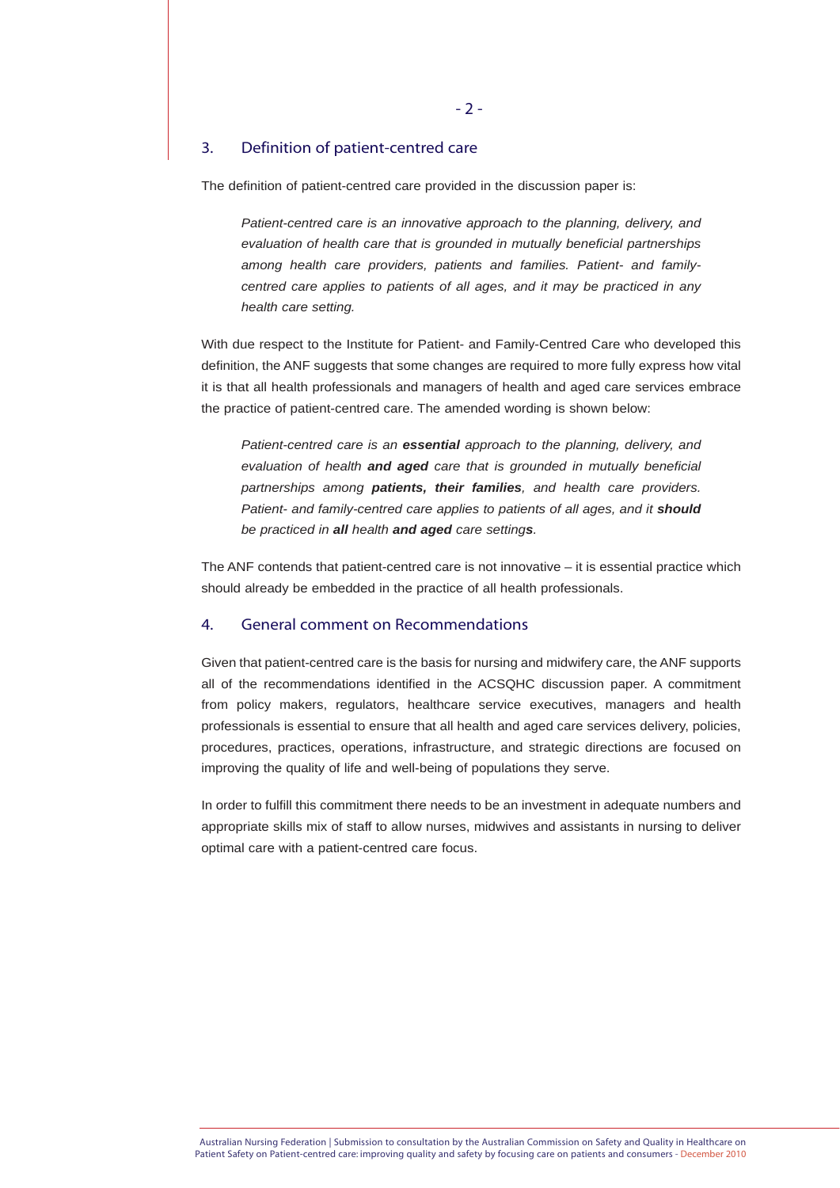## 3. Definition of patient-centred care

The definition of patient-centred care provided in the discussion paper is:

> *Patient-centred care is an innovative approach to the planning, delivery, and evaluation of health care that is grounded in mutually beneficial partnerships among health care providers, patients and families. Patient- and family-centred care applies to patients of all ages, and it may be practiced in any health care setting.*

With due respect to the Institute for Patient- and Family-Centred Care who developed this definition, the ANF suggests that some changes are required to more fully express how vital it is that all health professionals and managers of health and aged care services embrace the practice of patient-centred care. The amended wording is shown below:

> *Patient-centred care is an **essential** approach to the planning, delivery, and evaluation of health **and aged** care that is grounded in mutually beneficial partnerships among **patients, their families**, and health care providers. Patient- and family-centred care applies to patients of all ages, and it **should** be practiced in **all** health **and aged** care setting**s**.*

The ANF contends that patient-centred care is not innovative – it is essential practice which should already be embedded in the practice of all health professionals.

## 4. General comment on Recommendations

Given that patient-centred care is the basis for nursing and midwifery care, the ANF supports all of the recommendations identified in the ACSQHC discussion paper. A commitment from policy makers, regulators, healthcare service executives, managers and health professionals is essential to ensure that all health and aged care services delivery, policies, procedures, practices, operations, infrastructure, and strategic directions are focused on improving the quality of life and well-being of populations they serve.

In order to fulfill this commitment there needs to be an investment in adequate numbers and appropriate skills mix of staff to allow nurses, midwives and assistants in nursing to deliver optimal care with a patient-centred care focus.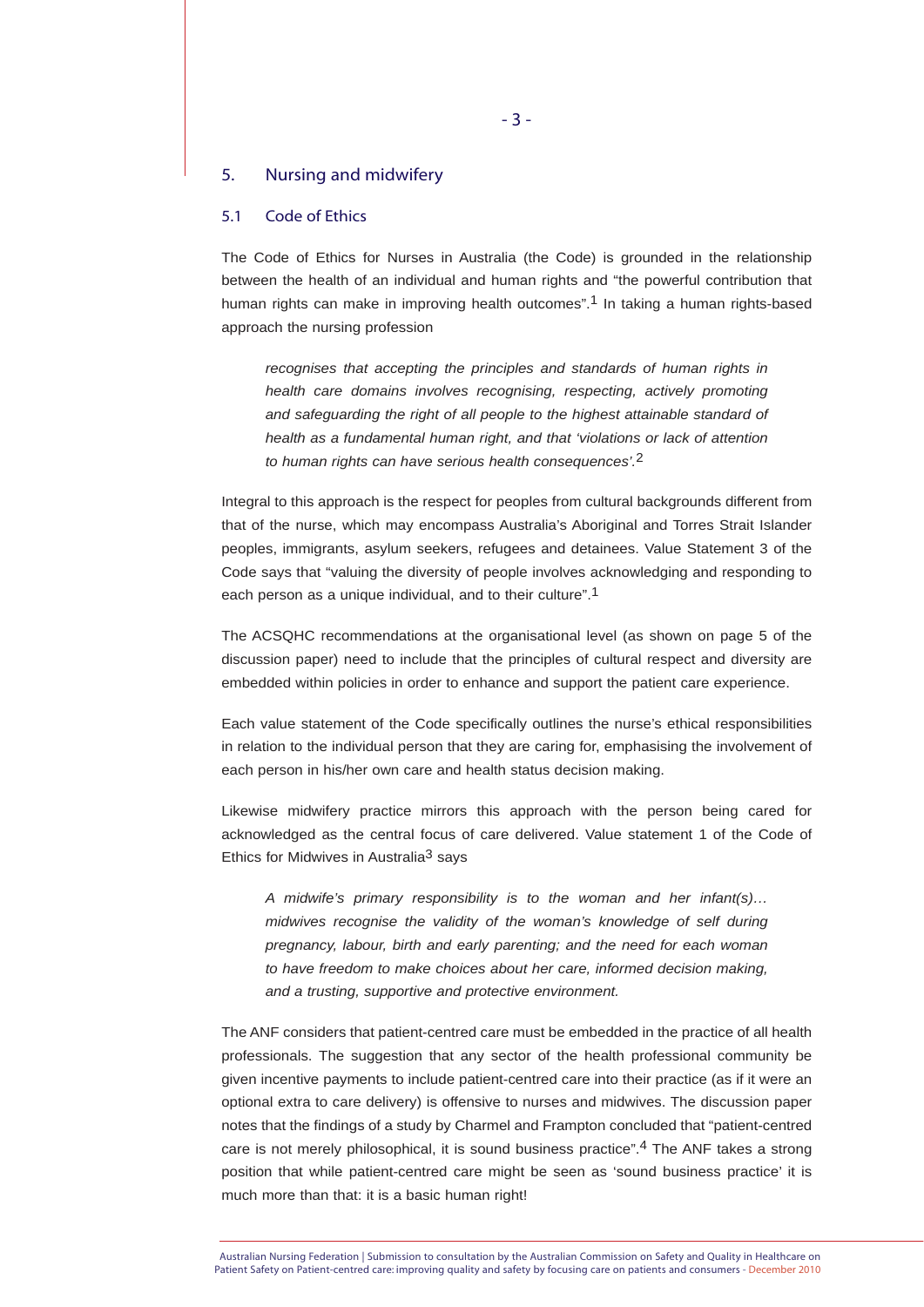## 5. Nursing and midwifery

### 5.1 Code of Ethics

The Code of Ethics for Nurses in Australia (the Code) is grounded in the relationship between the health of an individual and human rights and "the powerful contribution that human rights can make in improving health outcomes".[1] In taking a human rights-based approach the nursing profession

> *recognises that accepting the principles and standards of human rights in health care domains involves recognising, respecting, actively promoting and safeguarding the right of all people to the highest attainable standard of health as a fundamental human right, and that 'violations or lack of attention to human rights can have serious health consequences'.*[2]

Integral to this approach is the respect for peoples from cultural backgrounds different from that of the nurse, which may encompass Australia's Aboriginal and Torres Strait Islander peoples, immigrants, asylum seekers, refugees and detainees. Value Statement 3 of the Code says that "valuing the diversity of people involves acknowledging and responding to each person as a unique individual, and to their culture".[1]

The ACSQHC recommendations at the organisational level (as shown on page 5 of the discussion paper) need to include that the principles of cultural respect and diversity are embedded within policies in order to enhance and support the patient care experience.

Each value statement of the Code specifically outlines the nurse's ethical responsibilities in relation to the individual person that they are caring for, emphasising the involvement of each person in his/her own care and health status decision making.

Likewise midwifery practice mirrors this approach with the person being cared for acknowledged as the central focus of care delivered. Value statement 1 of the Code of Ethics for Midwives in Australia[3] says

> *A midwife's primary responsibility is to the woman and her infant(s)… midwives recognise the validity of the woman's knowledge of self during pregnancy, labour, birth and early parenting; and the need for each woman to have freedom to make choices about her care, informed decision making, and a trusting, supportive and protective environment.*

The ANF considers that patient-centred care must be embedded in the practice of all health professionals. The suggestion that any sector of the health professional community be given incentive payments to include patient-centred care into their practice (as if it were an optional extra to care delivery) is offensive to nurses and midwives. The discussion paper notes that the findings of a study by Charmel and Frampton concluded that "patient-centred care is not merely philosophical, it is sound business practice".[4] The ANF takes a strong position that while patient-centred care might be seen as 'sound business practice' it is much more than that: it is a basic human right!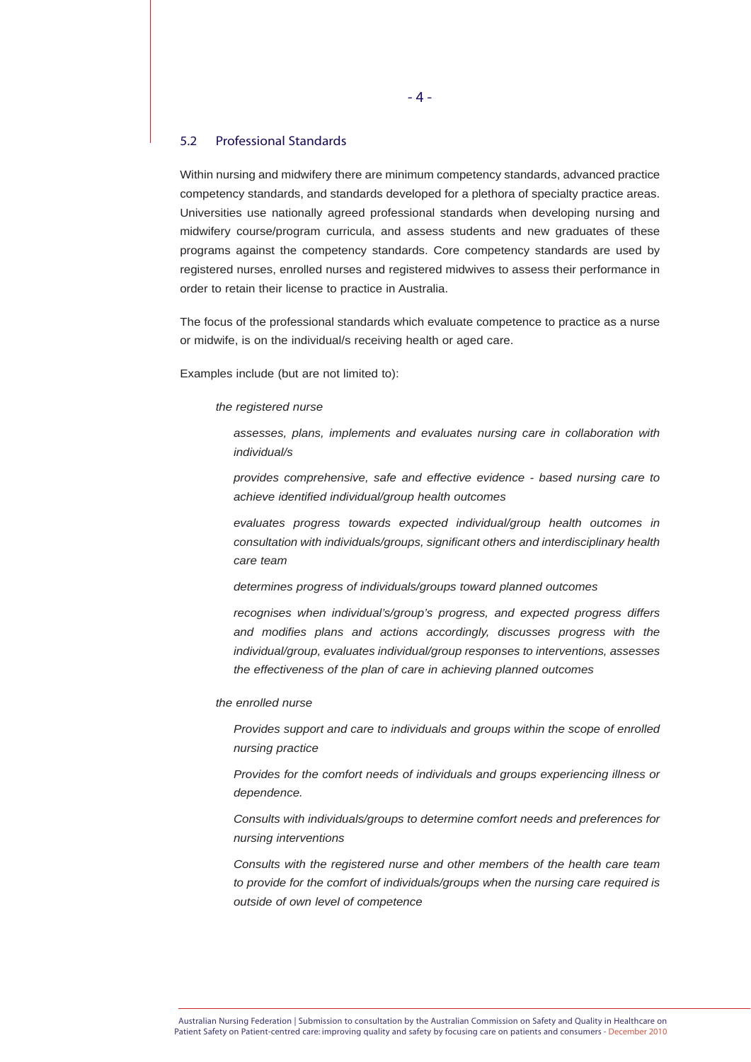## 5.2 Professional Standards

Within nursing and midwifery there are minimum competency standards, advanced practice competency standards, and standards developed for a plethora of specialty practice areas. Universities use nationally agreed professional standards when developing nursing and midwifery course/program curricula, and assess students and new graduates of these programs against the competency standards. Core competency standards are used by registered nurses, enrolled nurses and registered midwives to assess their performance in order to retain their license to practice in Australia.

The focus of the professional standards which evaluate competence to practice as a nurse or midwife, is on the individual/s receiving health or aged care.

Examples include (but are not limited to):

*the registered nurse*

> *assesses, plans, implements and evaluates nursing care in collaboration with individual/s*
>
> *provides comprehensive, safe and effective evidence - based nursing care to achieve identified individual/group health outcomes*
>
> *evaluates progress towards expected individual/group health outcomes in consultation with individuals/groups, significant others and interdisciplinary health care team*
>
> *determines progress of individuals/groups toward planned outcomes*
>
> *recognises when individual's/group's progress, and expected progress differs and modifies plans and actions accordingly, discusses progress with the individual/group, evaluates individual/group responses to interventions, assesses the effectiveness of the plan of care in achieving planned outcomes*

*the enrolled nurse*

> *Provides support and care to individuals and groups within the scope of enrolled nursing practice*
>
> *Provides for the comfort needs of individuals and groups experiencing illness or dependence.*
>
> *Consults with individuals/groups to determine comfort needs and preferences for nursing interventions*
>
> *Consults with the registered nurse and other members of the health care team to provide for the comfort of individuals/groups when the nursing care required is outside of own level of competence*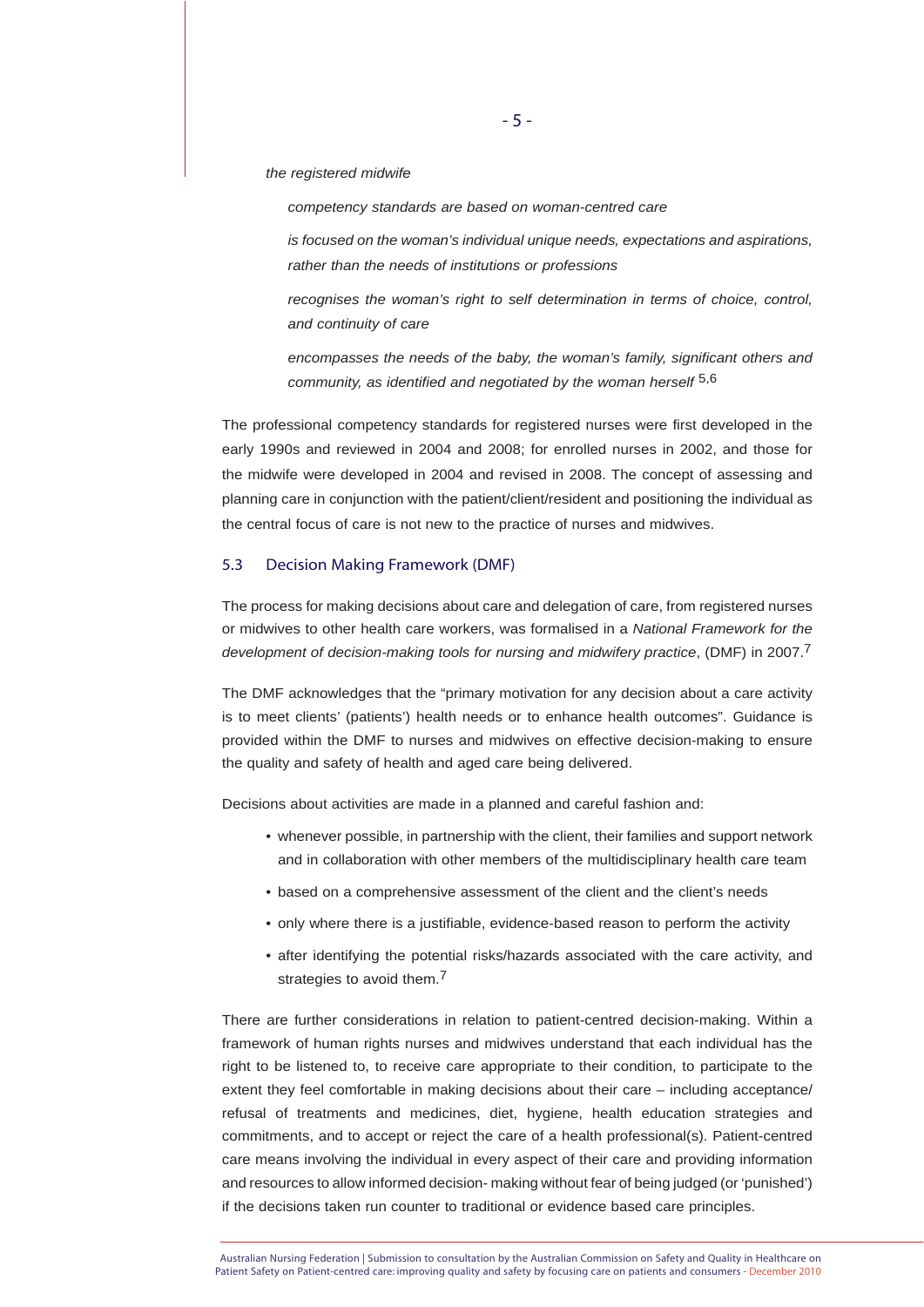*the registered midwife*

> *competency standards are based on woman-centred care*
>
> *is focused on the woman's individual unique needs, expectations and aspirations, rather than the needs of institutions or professions*
>
> *recognises the woman's right to self determination in terms of choice, control, and continuity of care*
>
> *encompasses the needs of the baby, the woman's family, significant others and community, as identified and negotiated by the woman herself* [5,6]

The professional competency standards for registered nurses were first developed in the early 1990s and reviewed in 2004 and 2008; for enrolled nurses in 2002, and those for the midwife were developed in 2004 and revised in 2008. The concept of assessing and planning care in conjunction with the patient/client/resident and positioning the individual as the central focus of care is not new to the practice of nurses and midwives.

### 5.3 Decision Making Framework (DMF)

The process for making decisions about care and delegation of care, from registered nurses or midwives to other health care workers, was formalised in a *National Framework for the development of decision-making tools for nursing and midwifery practice*, (DMF) in 2007.[7]

The DMF acknowledges that the "primary motivation for any decision about a care activity is to meet clients' (patients') health needs or to enhance health outcomes". Guidance is provided within the DMF to nurses and midwives on effective decision-making to ensure the quality and safety of health and aged care being delivered.

Decisions about activities are made in a planned and careful fashion and:

- whenever possible, in partnership with the client, their families and support network and in collaboration with other members of the multidisciplinary health care team
- based on a comprehensive assessment of the client and the client's needs
- only where there is a justifiable, evidence-based reason to perform the activity
- after identifying the potential risks/hazards associated with the care activity, and strategies to avoid them.[7]

There are further considerations in relation to patient-centred decision-making. Within a framework of human rights nurses and midwives understand that each individual has the right to be listened to, to receive care appropriate to their condition, to participate to the extent they feel comfortable in making decisions about their care – including acceptance/refusal of treatments and medicines, diet, hygiene, health education strategies and commitments, and to accept or reject the care of a health professional(s). Patient-centred care means involving the individual in every aspect of their care and providing information and resources to allow informed decision- making without fear of being judged (or 'punished') if the decisions taken run counter to traditional or evidence based care principles.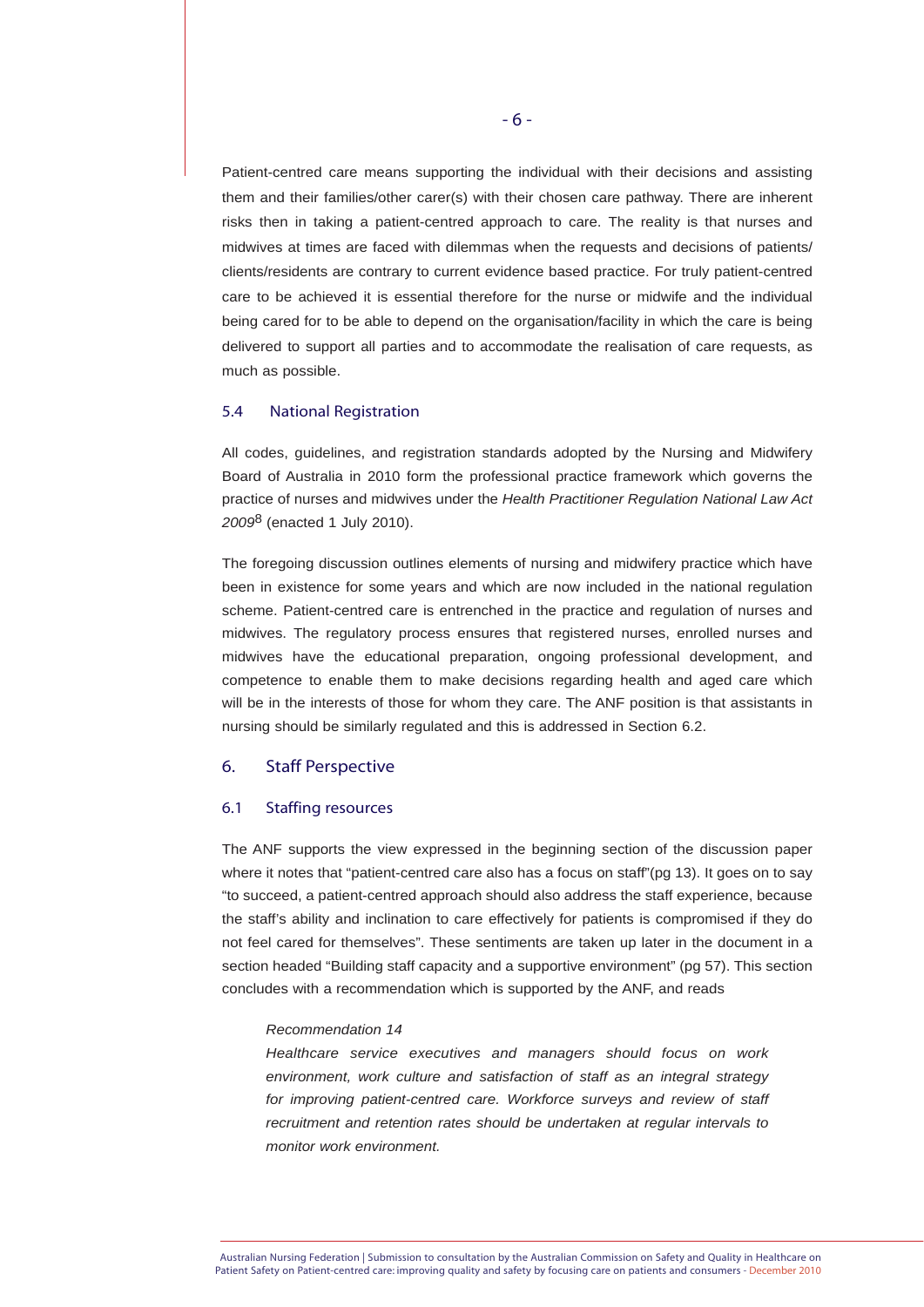Patient-centred care means supporting the individual with their decisions and assisting them and their families/other carer(s) with their chosen care pathway. There are inherent risks then in taking a patient-centred approach to care. The reality is that nurses and midwives at times are faced with dilemmas when the requests and decisions of patients/ clients/residents are contrary to current evidence based practice. For truly patient-centred care to be achieved it is essential therefore for the nurse or midwife and the individual being cared for to be able to depend on the organisation/facility in which the care is being delivered to support all parties and to accommodate the realisation of care requests, as much as possible.

### 5.4 National Registration

All codes, guidelines, and registration standards adopted by the Nursing and Midwifery Board of Australia in 2010 form the professional practice framework which governs the practice of nurses and midwives under the *Health Practitioner Regulation National Law Act 2009*[8] (enacted 1 July 2010).

The foregoing discussion outlines elements of nursing and midwifery practice which have been in existence for some years and which are now included in the national regulation scheme. Patient-centred care is entrenched in the practice and regulation of nurses and midwives. The regulatory process ensures that registered nurses, enrolled nurses and midwives have the educational preparation, ongoing professional development, and competence to enable them to make decisions regarding health and aged care which will be in the interests of those for whom they care. The ANF position is that assistants in nursing should be similarly regulated and this is addressed in Section 6.2.

## 6. Staff Perspective

### 6.1 Staffing resources

The ANF supports the view expressed in the beginning section of the discussion paper where it notes that "patient-centred care also has a focus on staff"(pg 13). It goes on to say "to succeed, a patient-centred approach should also address the staff experience, because the staff's ability and inclination to care effectively for patients is compromised if they do not feel cared for themselves". These sentiments are taken up later in the document in a section headed "Building staff capacity and a supportive environment" (pg 57). This section concludes with a recommendation which is supported by the ANF, and reads

> *Recommendation 14*
> *Healthcare service executives and managers should focus on work environment, work culture and satisfaction of staff as an integral strategy for improving patient-centred care. Workforce surveys and review of staff recruitment and retention rates should be undertaken at regular intervals to monitor work environment.*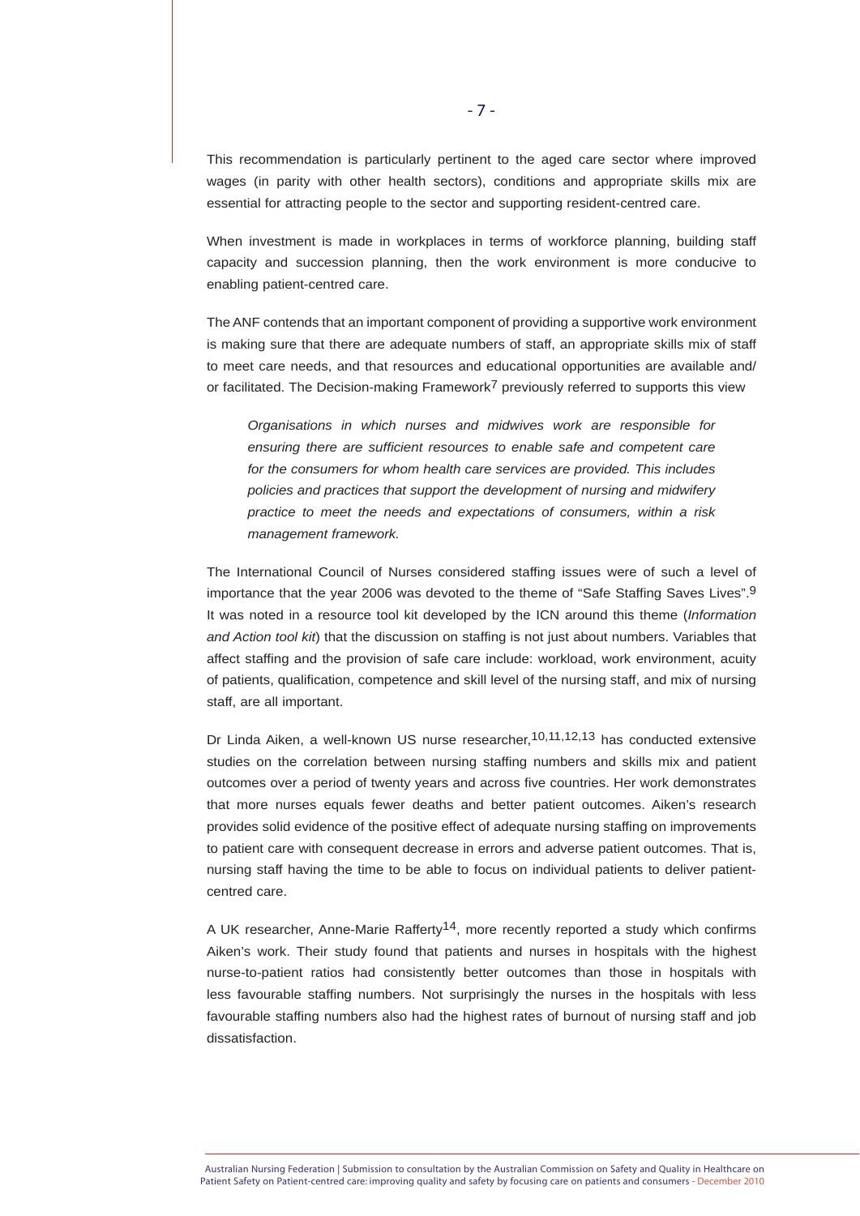This recommendation is particularly pertinent to the aged care sector where improved wages (in parity with other health sectors), conditions and appropriate skills mix are essential for attracting people to the sector and supporting resident-centred care.

When investment is made in workplaces in terms of workforce planning, building staff capacity and succession planning, then the work environment is more conducive to enabling patient-centred care.

The ANF contends that an important component of providing a supportive work environment is making sure that there are adequate numbers of staff, an appropriate skills mix of staff to meet care needs, and that resources and educational opportunities are available and/or facilitated. The Decision-making Framework[7] previously referred to supports this view

> *Organisations in which nurses and midwives work are responsible for ensuring there are sufficient resources to enable safe and competent care for the consumers for whom health care services are provided. This includes policies and practices that support the development of nursing and midwifery practice to meet the needs and expectations of consumers, within a risk management framework.*

The International Council of Nurses considered staffing issues were of such a level of importance that the year 2006 was devoted to the theme of "Safe Staffing Saves Lives".[9] It was noted in a resource tool kit developed by the ICN around this theme (*Information and Action tool kit*) that the discussion on staffing is not just about numbers. Variables that affect staffing and the provision of safe care include: workload, work environment, acuity of patients, qualification, competence and skill level of the nursing staff, and mix of nursing staff, are all important.

Dr Linda Aiken, a well-known US nurse researcher,[10,11,12,13] has conducted extensive studies on the correlation between nursing staffing numbers and skills mix and patient outcomes over a period of twenty years and across five countries. Her work demonstrates that more nurses equals fewer deaths and better patient outcomes. Aiken's research provides solid evidence of the positive effect of adequate nursing staffing on improvements to patient care with consequent decrease in errors and adverse patient outcomes. That is, nursing staff having the time to be able to focus on individual patients to deliver patient-centred care.

A UK researcher, Anne-Marie Rafferty[14], more recently reported a study which confirms Aiken's work. Their study found that patients and nurses in hospitals with the highest nurse-to-patient ratios had consistently better outcomes than those in hospitals with less favourable staffing numbers. Not surprisingly the nurses in the hospitals with less favourable staffing numbers also had the highest rates of burnout of nursing staff and job dissatisfaction.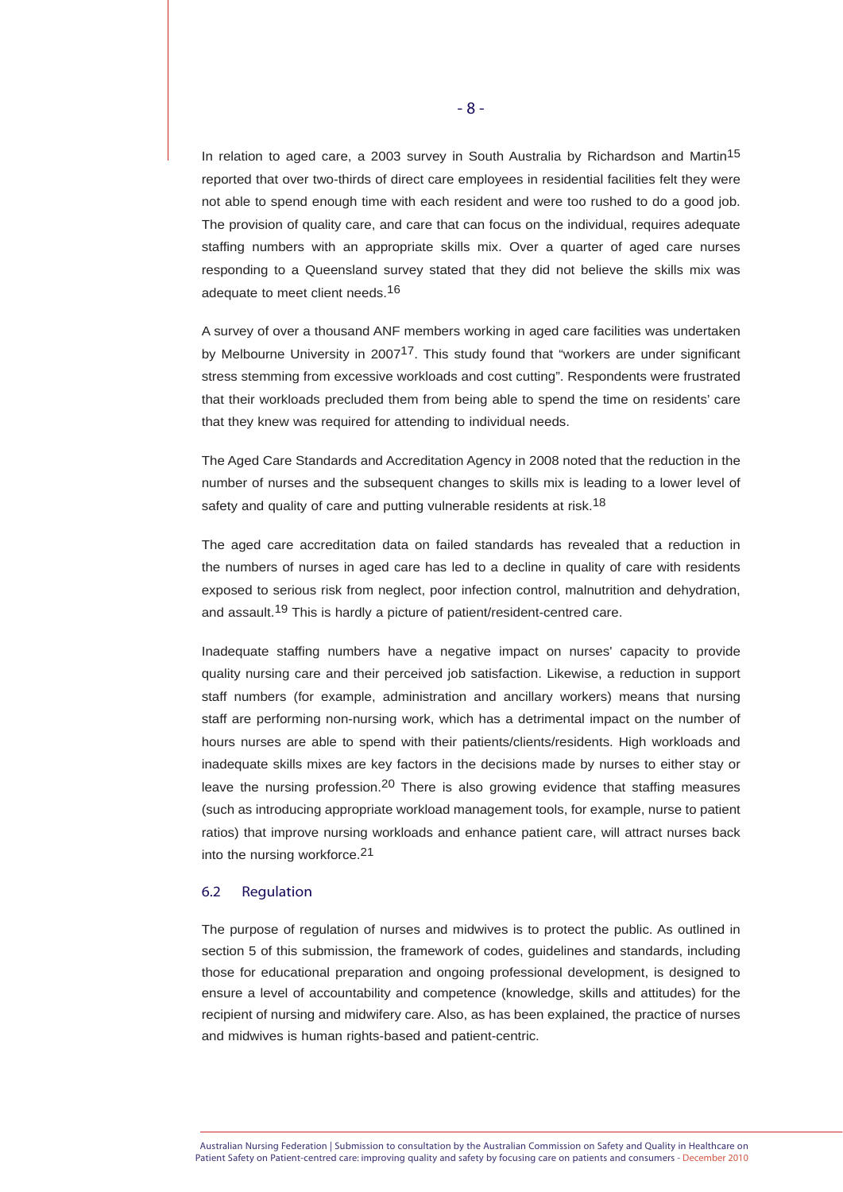In relation to aged care, a 2003 survey in South Australia by Richardson and Martin[15] reported that over two-thirds of direct care employees in residential facilities felt they were not able to spend enough time with each resident and were too rushed to do a good job. The provision of quality care, and care that can focus on the individual, requires adequate staffing numbers with an appropriate skills mix. Over a quarter of aged care nurses responding to a Queensland survey stated that they did not believe the skills mix was adequate to meet client needs.[16]

A survey of over a thousand ANF members working in aged care facilities was undertaken by Melbourne University in 2007[17]. This study found that "workers are under significant stress stemming from excessive workloads and cost cutting". Respondents were frustrated that their workloads precluded them from being able to spend the time on residents' care that they knew was required for attending to individual needs.

The Aged Care Standards and Accreditation Agency in 2008 noted that the reduction in the number of nurses and the subsequent changes to skills mix is leading to a lower level of safety and quality of care and putting vulnerable residents at risk.[18]

The aged care accreditation data on failed standards has revealed that a reduction in the numbers of nurses in aged care has led to a decline in quality of care with residents exposed to serious risk from neglect, poor infection control, malnutrition and dehydration, and assault.[19] This is hardly a picture of patient/resident-centred care.

Inadequate staffing numbers have a negative impact on nurses' capacity to provide quality nursing care and their perceived job satisfaction. Likewise, a reduction in support staff numbers (for example, administration and ancillary workers) means that nursing staff are performing non-nursing work, which has a detrimental impact on the number of hours nurses are able to spend with their patients/clients/residents. High workloads and inadequate skills mixes are key factors in the decisions made by nurses to either stay or leave the nursing profession.[20] There is also growing evidence that staffing measures (such as introducing appropriate workload management tools, for example, nurse to patient ratios) that improve nursing workloads and enhance patient care, will attract nurses back into the nursing workforce.[21]

### 6.2 Regulation

The purpose of regulation of nurses and midwives is to protect the public. As outlined in section 5 of this submission, the framework of codes, guidelines and standards, including those for educational preparation and ongoing professional development, is designed to ensure a level of accountability and competence (knowledge, skills and attitudes) for the recipient of nursing and midwifery care. Also, as has been explained, the practice of nurses and midwives is human rights-based and patient-centric.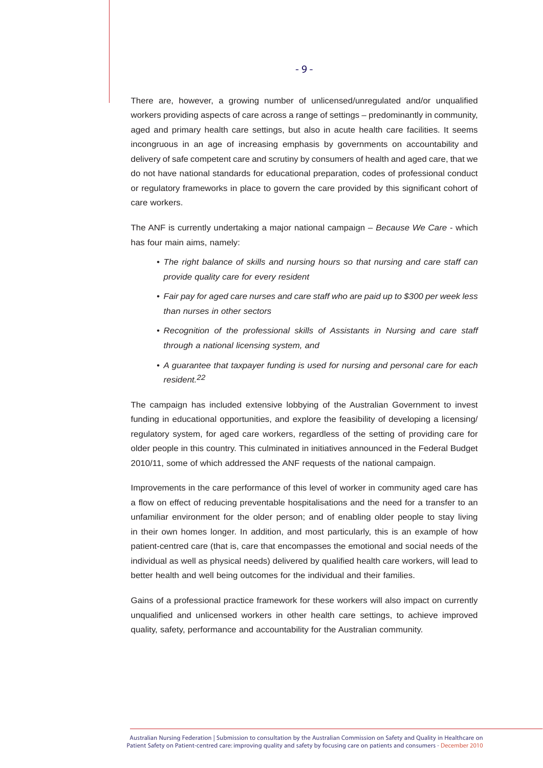There are, however, a growing number of unlicensed/unregulated and/or unqualified workers providing aspects of care across a range of settings – predominantly in community, aged and primary health care settings, but also in acute health care facilities. It seems incongruous in an age of increasing emphasis by governments on accountability and delivery of safe competent care and scrutiny by consumers of health and aged care, that we do not have national standards for educational preparation, codes of professional conduct or regulatory frameworks in place to govern the care provided by this significant cohort of care workers.

The ANF is currently undertaking a major national campaign – *Because We Care* - which has four main aims, namely:

- *The right balance of skills and nursing hours so that nursing and care staff can provide quality care for every resident*
- *Fair pay for aged care nurses and care staff who are paid up to $300 per week less than nurses in other sectors*
- *Recognition of the professional skills of Assistants in Nursing and care staff through a national licensing system, and*
- *A guarantee that taxpayer funding is used for nursing and personal care for each resident.*[22]

The campaign has included extensive lobbying of the Australian Government to invest funding in educational opportunities, and explore the feasibility of developing a licensing/ regulatory system, for aged care workers, regardless of the setting of providing care for older people in this country. This culminated in initiatives announced in the Federal Budget 2010/11, some of which addressed the ANF requests of the national campaign.

Improvements in the care performance of this level of worker in community aged care has a flow on effect of reducing preventable hospitalisations and the need for a transfer to an unfamiliar environment for the older person; and of enabling older people to stay living in their own homes longer. In addition, and most particularly, this is an example of how patient-centred care (that is, care that encompasses the emotional and social needs of the individual as well as physical needs) delivered by qualified health care workers, will lead to better health and well being outcomes for the individual and their families.

Gains of a professional practice framework for these workers will also impact on currently unqualified and unlicensed workers in other health care settings, to achieve improved quality, safety, performance and accountability for the Australian community.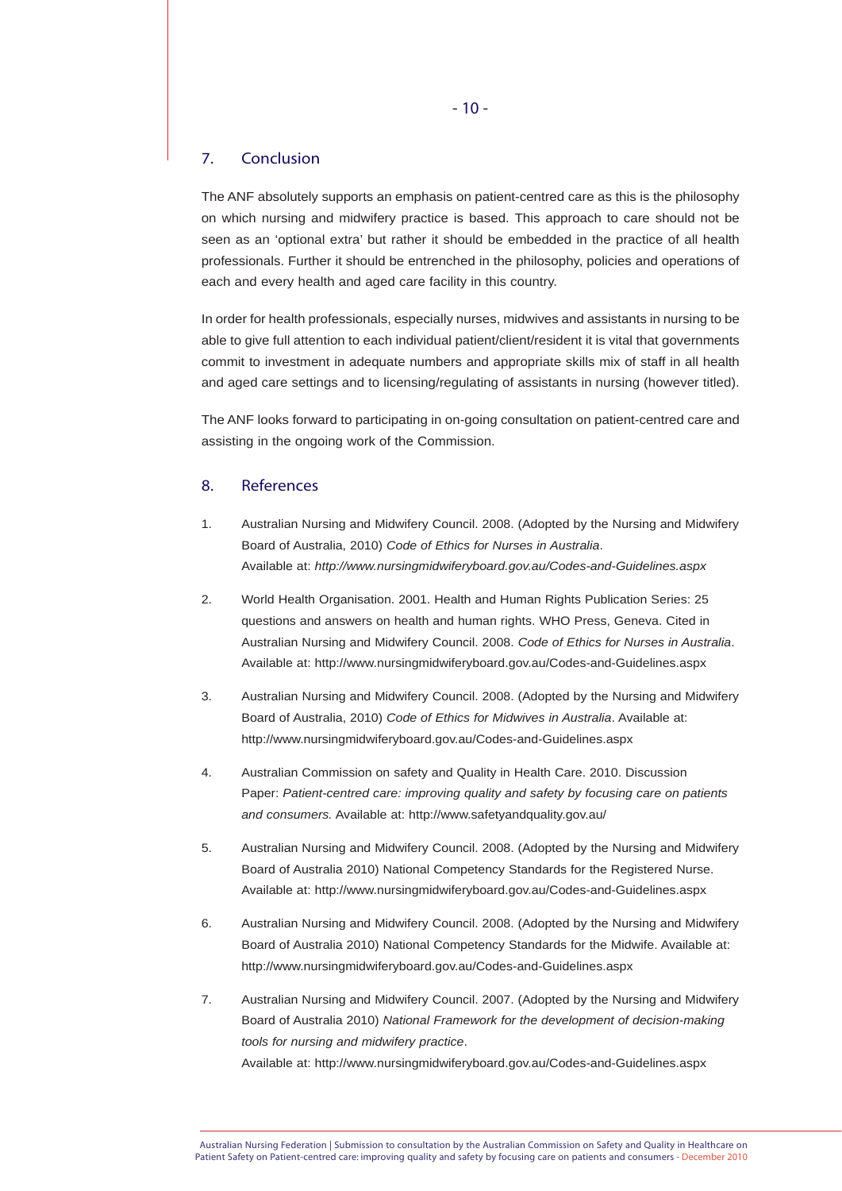## 7. Conclusion

The ANF absolutely supports an emphasis on patient-centred care as this is the philosophy on which nursing and midwifery practice is based. This approach to care should not be seen as an 'optional extra' but rather it should be embedded in the practice of all health professionals. Further it should be entrenched in the philosophy, policies and operations of each and every health and aged care facility in this country.

In order for health professionals, especially nurses, midwives and assistants in nursing to be able to give full attention to each individual patient/client/resident it is vital that governments commit to investment in adequate numbers and appropriate skills mix of staff in all health and aged care settings and to licensing/regulating of assistants in nursing (however titled).

The ANF looks forward to participating in on-going consultation on patient-centred care and assisting in the ongoing work of the Commission.

## 8. References

1. Australian Nursing and Midwifery Council. 2008. (Adopted by the Nursing and Midwifery Board of Australia, 2010) *Code of Ethics for Nurses in Australia*. Available at: *http://www.nursingmidwiferyboard.gov.au/Codes-and-Guidelines.aspx*

2. World Health Organisation. 2001. Health and Human Rights Publication Series: 25 questions and answers on health and human rights. WHO Press, Geneva. Cited in Australian Nursing and Midwifery Council. 2008. *Code of Ethics for Nurses in Australia*. Available at: http://www.nursingmidwiferyboard.gov.au/Codes-and-Guidelines.aspx

3. Australian Nursing and Midwifery Council. 2008. (Adopted by the Nursing and Midwifery Board of Australia, 2010) *Code of Ethics for Midwives in Australia*. Available at: http://www.nursingmidwiferyboard.gov.au/Codes-and-Guidelines.aspx

4. Australian Commission on safety and Quality in Health Care. 2010. Discussion Paper: *Patient-centred care: improving quality and safety by focusing care on patients and consumers.* Available at: http://www.safetyandquality.gov.au/

5. Australian Nursing and Midwifery Council. 2008. (Adopted by the Nursing and Midwifery Board of Australia 2010) National Competency Standards for the Registered Nurse. Available at: http://www.nursingmidwiferyboard.gov.au/Codes-and-Guidelines.aspx

6. Australian Nursing and Midwifery Council. 2008. (Adopted by the Nursing and Midwifery Board of Australia 2010) National Competency Standards for the Midwife. Available at: http://www.nursingmidwiferyboard.gov.au/Codes-and-Guidelines.aspx

7. Australian Nursing and Midwifery Council. 2007. (Adopted by the Nursing and Midwifery Board of Australia 2010) *National Framework for the development of decision-making tools for nursing and midwifery practice*. Available at: http://www.nursingmidwiferyboard.gov.au/Codes-and-Guidelines.aspx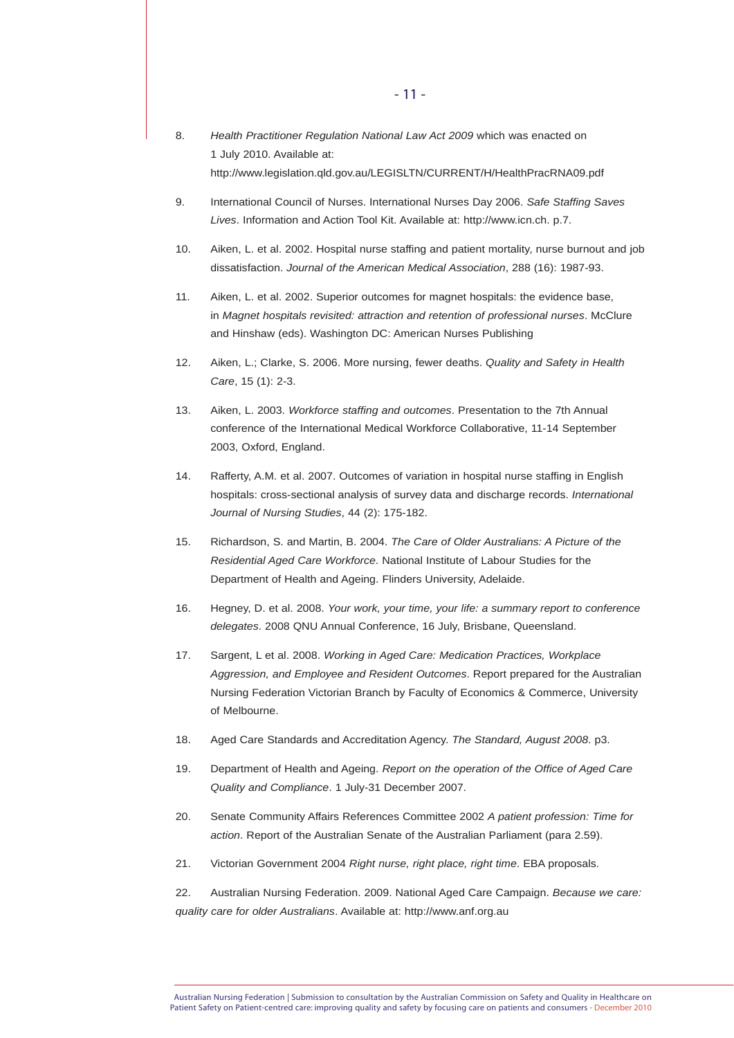8. *Health Practitioner Regulation National Law Act 2009* which was enacted on 1 July 2010. Available at: http://www.legislation.qld.gov.au/LEGISLTN/CURRENT/H/HealthPracRNA09.pdf

9. International Council of Nurses. International Nurses Day 2006. *Safe Staffing Saves Lives*. Information and Action Tool Kit. Available at: http://www.icn.ch. p.7.

10. Aiken, L. et al. 2002. Hospital nurse staffing and patient mortality, nurse burnout and job dissatisfaction. *Journal of the American Medical Association*, 288 (16): 1987-93.

11. Aiken, L. et al. 2002. Superior outcomes for magnet hospitals: the evidence base, in *Magnet hospitals revisited: attraction and retention of professional nurses*. McClure and Hinshaw (eds). Washington DC: American Nurses Publishing

12. Aiken, L.; Clarke, S. 2006. More nursing, fewer deaths. *Quality and Safety in Health Care*, 15 (1): 2-3.

13. Aiken, L. 2003. *Workforce staffing and outcomes*. Presentation to the 7th Annual conference of the International Medical Workforce Collaborative, 11-14 September 2003, Oxford, England.

14. Rafferty, A.M. et al. 2007. Outcomes of variation in hospital nurse staffing in English hospitals: cross-sectional analysis of survey data and discharge records. *International Journal of Nursing Studies*, 44 (2): 175-182.

15. Richardson, S. and Martin, B. 2004. *The Care of Older Australians: A Picture of the Residential Aged Care Workforce*. National Institute of Labour Studies for the Department of Health and Ageing. Flinders University, Adelaide.

16. Hegney, D. et al. 2008. *Your work, your time, your life: a summary report to conference delegates*. 2008 QNU Annual Conference, 16 July, Brisbane, Queensland.

17. Sargent, L et al. 2008. *Working in Aged Care: Medication Practices, Workplace Aggression, and Employee and Resident Outcomes*. Report prepared for the Australian Nursing Federation Victorian Branch by Faculty of Economics & Commerce, University of Melbourne.

18. Aged Care Standards and Accreditation Agency. *The Standard, August 2008*. p3.

19. Department of Health and Ageing. *Report on the operation of the Office of Aged Care Quality and Compliance*. 1 July-31 December 2007.

20. Senate Community Affairs References Committee 2002 *A patient profession: Time for action*. Report of the Australian Senate of the Australian Parliament (para 2.59).

21. Victorian Government 2004 *Right nurse, right place, right time*. EBA proposals.

22. Australian Nursing Federation. 2009. National Aged Care Campaign. *Because we care: quality care for older Australians*. Available at: http://www.anf.org.au